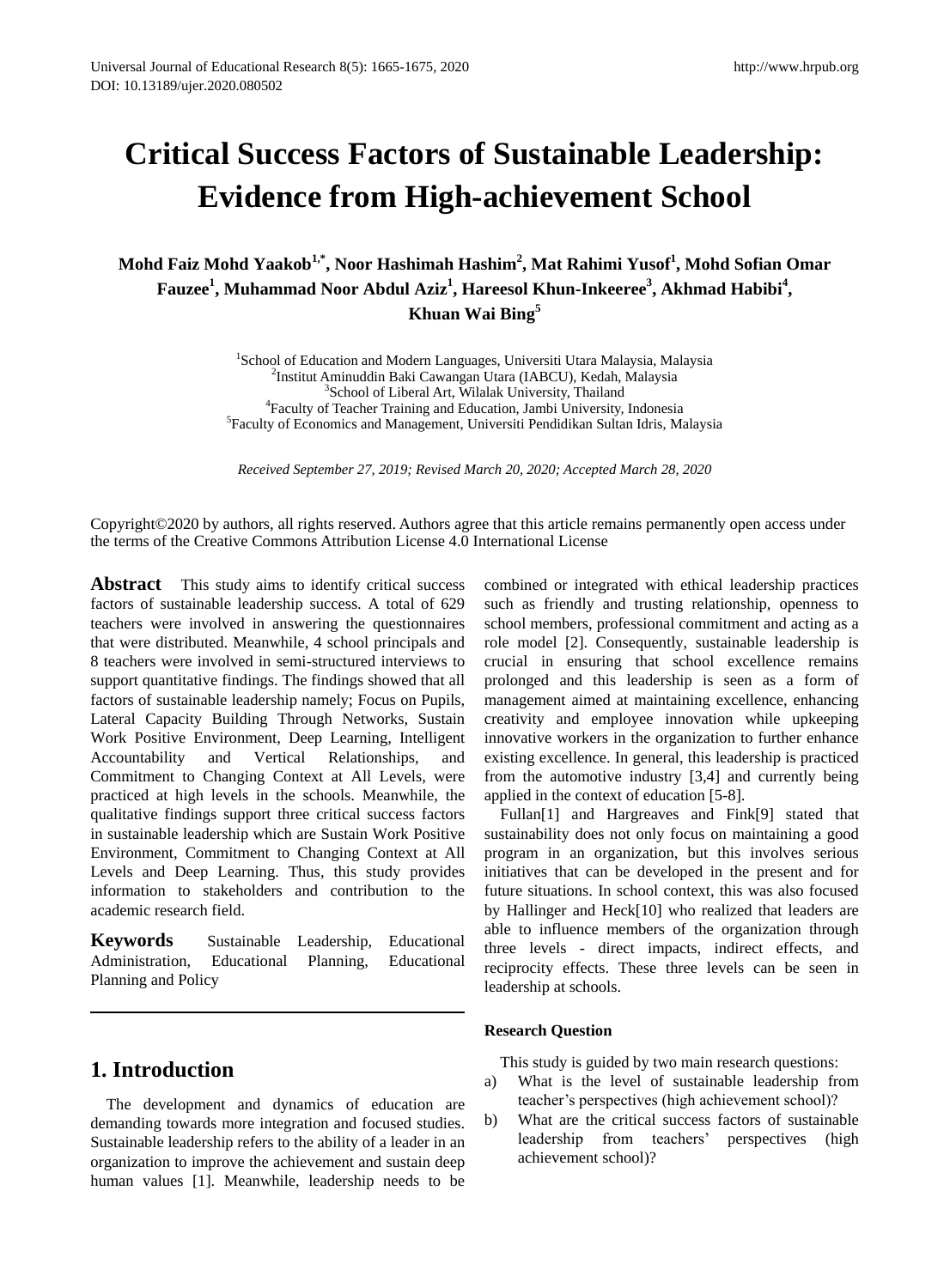# Critical Success Factors of Sustainable Leadership: Evidence from High-achievement School

**Mohd Faiz Mohd Yaakob[1,*], Noor Hashimah Hashim[2], Mat Rahimi Yusof[1], Mohd Sofian Omar Fauzee[1], Muhammad Noor Abdul Aziz[1], Hareesol Khun-Inkeeree[3], Akhmad Habibi[4], Khuan Wai Bing[5]**

[1]School of Education and Modern Languages, Universiti Utara Malaysia, Malaysia
[2]Institut Aminuddin Baki Cawangan Utara (IABCU), Kedah, Malaysia
[3]School of Liberal Art, Wilalak University, Thailand
[4]Faculty of Teacher Training and Education, Jambi University, Indonesia
[5]Faculty of Economics and Management, Universiti Pendidikan Sultan Idris, Malaysia

*Received September 27, 2019; Revised March 20, 2020; Accepted March 28, 2020*

Copyright©2020 by authors, all rights reserved. Authors agree that this article remains permanently open access under the terms of the Creative Commons Attribution License 4.0 International License

**Abstract** This study aims to identify critical success factors of sustainable leadership success. A total of 629 teachers were involved in answering the questionnaires that were distributed. Meanwhile, 4 school principals and 8 teachers were involved in semi-structured interviews to support quantitative findings. The findings showed that all factors of sustainable leadership namely; Focus on Pupils, Lateral Capacity Building Through Networks, Sustain Work Positive Environment, Deep Learning, Intelligent Accountability and Vertical Relationships, and Commitment to Changing Context at All Levels, were practiced at high levels in the schools. Meanwhile, the qualitative findings support three critical success factors in sustainable leadership which are Sustain Work Positive Environment, Commitment to Changing Context at All Levels and Deep Learning. Thus, this study provides information to stakeholders and contribution to the academic research field.

**Keywords** Sustainable Leadership, Educational Administration, Educational Planning, Educational Planning and Policy

## 1. Introduction

The development and dynamics of education are demanding towards more integration and focused studies. Sustainable leadership refers to the ability of a leader in an organization to improve the achievement and sustain deep human values [1]. Meanwhile, leadership needs to be combined or integrated with ethical leadership practices such as friendly and trusting relationship, openness to school members, professional commitment and acting as a role model [2]. Consequently, sustainable leadership is crucial in ensuring that school excellence remains prolonged and this leadership is seen as a form of management aimed at maintaining excellence, enhancing creativity and employee innovation while upkeeping innovative workers in the organization to further enhance existing excellence. In general, this leadership is practiced from the automotive industry [3,4] and currently being applied in the context of education [5-8].

Fullan[1] and Hargreaves and Fink[9] stated that sustainability does not only focus on maintaining a good program in an organization, but this involves serious initiatives that can be developed in the present and for future situations. In school context, this was also focused by Hallinger and Heck[10] who realized that leaders are able to influence members of the organization through three levels - direct impacts, indirect effects, and reciprocity effects. These three levels can be seen in leadership at schools.

**Research Question**

This study is guided by two main research questions:

a) What is the level of sustainable leadership from teacher's perspectives (high achievement school)?
b) What are the critical success factors of sustainable leadership from teachers' perspectives (high achievement school)?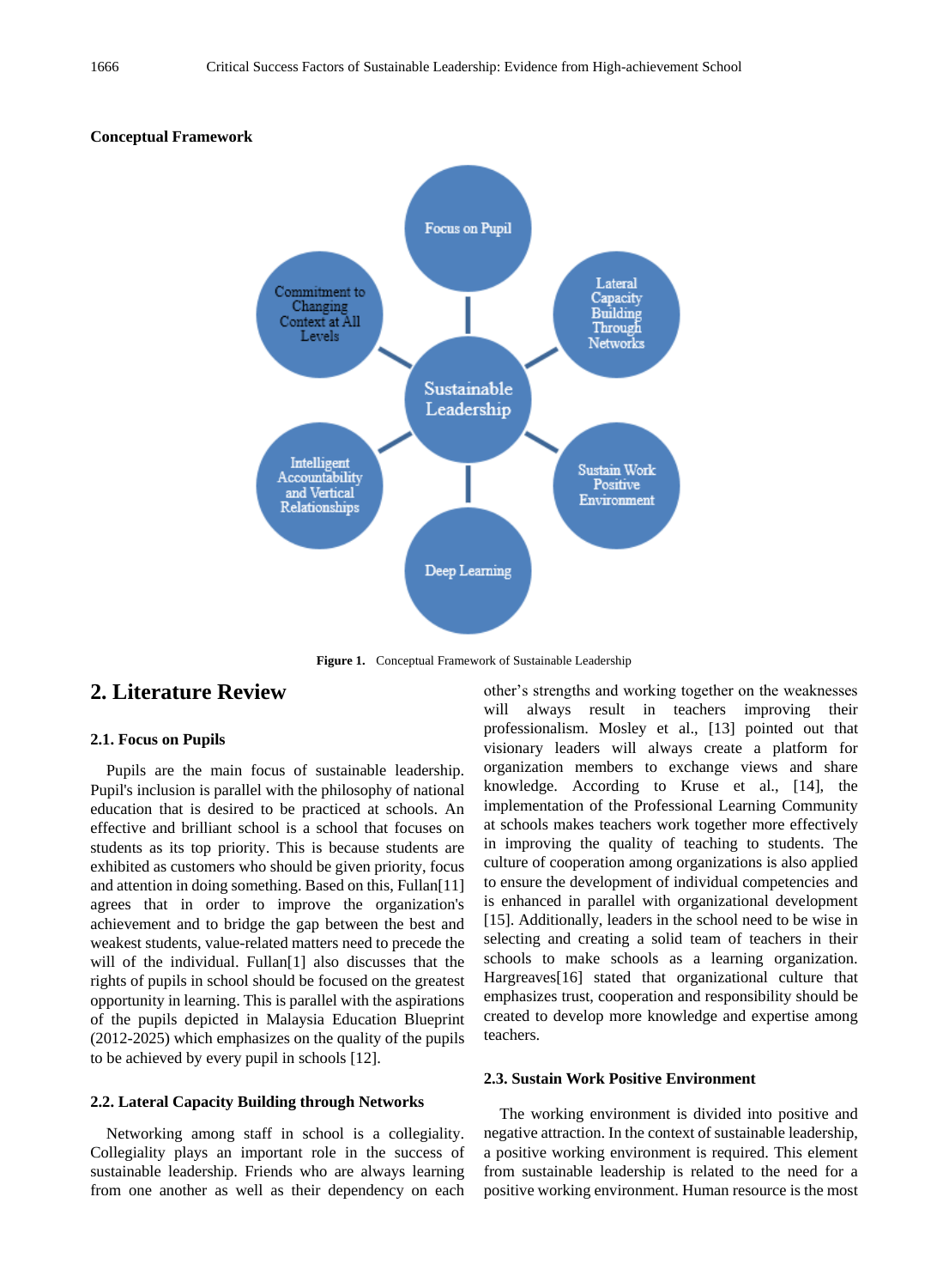**Conceptual Framework**

Figure 1. Conceptual Framework of Sustainable Leadership

## 2. Literature Review

### 2.1. Focus on Pupils

Pupils are the main focus of sustainable leadership. Pupil's inclusion is parallel with the philosophy of national education that is desired to be practiced at schools. An effective and brilliant school is a school that focuses on students as its top priority. This is because students are exhibited as customers who should be given priority, focus and attention in doing something. Based on this, Fullan[11] agrees that in order to improve the organization's achievement and to bridge the gap between the best and weakest students, value-related matters need to precede the will of the individual. Fullan[1] also discusses that the rights of pupils in school should be focused on the greatest opportunity in learning. This is parallel with the aspirations of the pupils depicted in Malaysia Education Blueprint (2012-2025) which emphasizes on the quality of the pupils to be achieved by every pupil in schools [12].

### 2.2. Lateral Capacity Building through Networks

Networking among staff in school is a collegiality. Collegiality plays an important role in the success of sustainable leadership. Friends who are always learning from one another as well as their dependency on each other's strengths and working together on the weaknesses will always result in teachers improving their professionalism. Mosley et al., [13] pointed out that visionary leaders will always create a platform for organization members to exchange views and share knowledge. According to Kruse et al., [14], the implementation of the Professional Learning Community at schools makes teachers work together more effectively in improving the quality of teaching to students. The culture of cooperation among organizations is also applied to ensure the development of individual competencies and is enhanced in parallel with organizational development [15]. Additionally, leaders in the school need to be wise in selecting and creating a solid team of teachers in their schools to make schools as a learning organization. Hargreaves[16] stated that organizational culture that emphasizes trust, cooperation and responsibility should be created to develop more knowledge and expertise among teachers.

### 2.3. Sustain Work Positive Environment

The working environment is divided into positive and negative attraction. In the context of sustainable leadership, a positive working environment is required. This element from sustainable leadership is related to the need for a positive working environment. Human resource is the most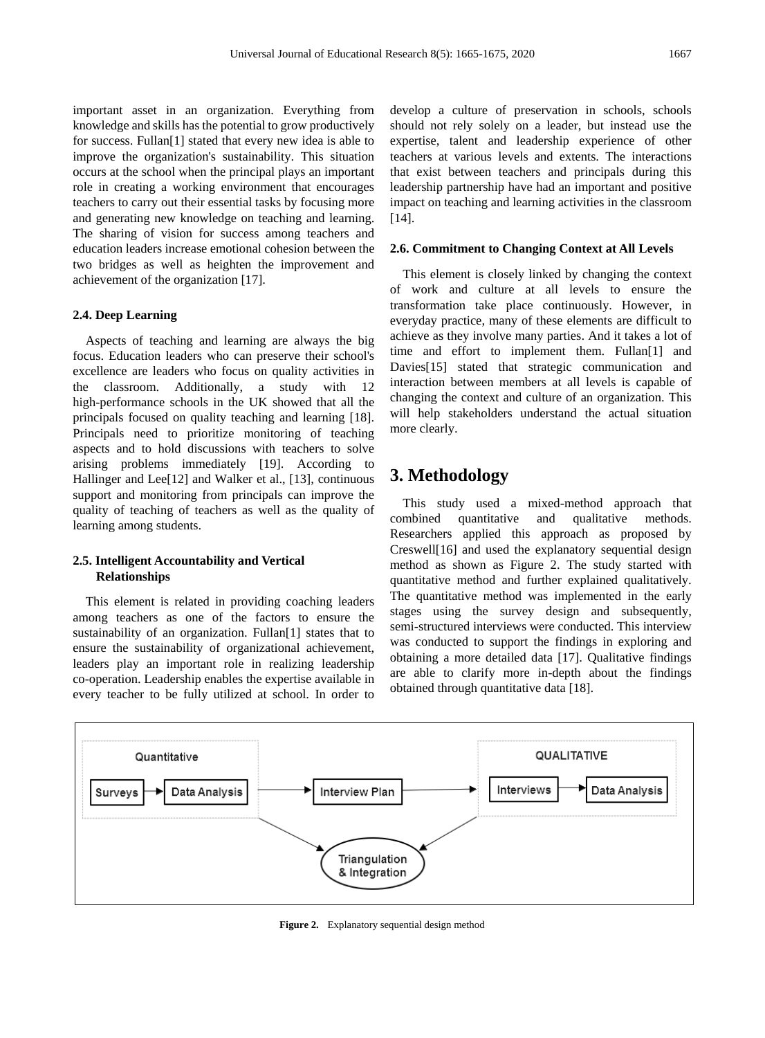important asset in an organization. Everything from knowledge and skills has the potential to grow productively for success. Fullan[1] stated that every new idea is able to improve the organization's sustainability. This situation occurs at the school when the principal plays an important role in creating a working environment that encourages teachers to carry out their essential tasks by focusing more and generating new knowledge on teaching and learning. The sharing of vision for success among teachers and education leaders increase emotional cohesion between the two bridges as well as heighten the improvement and achievement of the organization [17].

### 2.4. Deep Learning

Aspects of teaching and learning are always the big focus. Education leaders who can preserve their school's excellence are leaders who focus on quality activities in the classroom. Additionally, a study with 12 high-performance schools in the UK showed that all the principals focused on quality teaching and learning [18]. Principals need to prioritize monitoring of teaching aspects and to hold discussions with teachers to solve arising problems immediately [19]. According to Hallinger and Lee[12] and Walker et al., [13], continuous support and monitoring from principals can improve the quality of teaching of teachers as well as the quality of learning among students.

### 2.5. Intelligent Accountability and Vertical Relationships

This element is related in providing coaching leaders among teachers as one of the factors to ensure the sustainability of an organization. Fullan[1] states that to ensure the sustainability of organizational achievement, leaders play an important role in realizing leadership co-operation. Leadership enables the expertise available in every teacher to be fully utilized at school. In order to develop a culture of preservation in schools, schools should not rely solely on a leader, but instead use the expertise, talent and leadership experience of other teachers at various levels and extents. The interactions that exist between teachers and principals during this leadership partnership have had an important and positive impact on teaching and learning activities in the classroom [14].

### 2.6. Commitment to Changing Context at All Levels

This element is closely linked by changing the context of work and culture at all levels to ensure the transformation take place continuously. However, in everyday practice, many of these elements are difficult to achieve as they involve many parties. And it takes a lot of time and effort to implement them. Fullan[1] and Davies[15] stated that strategic communication and interaction between members at all levels is capable of changing the context and culture of an organization. This will help stakeholders understand the actual situation more clearly.

# 3. Methodology

This study used a mixed-method approach that combined quantitative and qualitative methods. Researchers applied this approach as proposed by Creswell[16] and used the explanatory sequential design method as shown as Figure 2. The study started with quantitative method and further explained qualitatively. The quantitative method was implemented in the early stages using the survey design and subsequently, semi-structured interviews were conducted. This interview was conducted to support the findings in exploring and obtaining a more detailed data [17]. Qualitative findings are able to clarify more in-depth about the findings obtained through quantitative data [18].

**Figure 2.** Explanatory sequential design method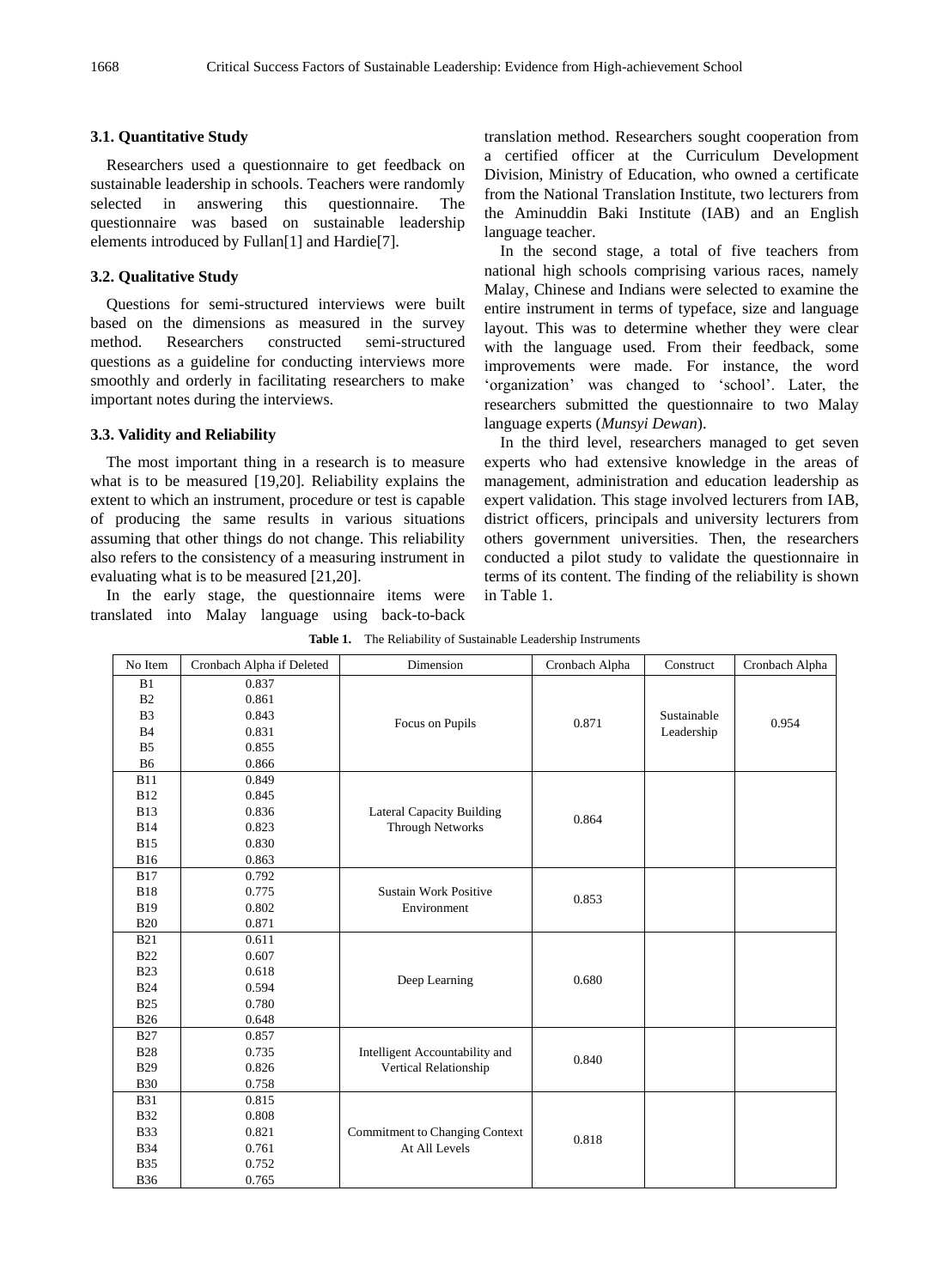### 3.1. Quantitative Study

Researchers used a questionnaire to get feedback on sustainable leadership in schools. Teachers were randomly selected in answering this questionnaire. The questionnaire was based on sustainable leadership elements introduced by Fullan[1] and Hardie[7].

### 3.2. Qualitative Study

Questions for semi-structured interviews were built based on the dimensions as measured in the survey method. Researchers constructed semi-structured questions as a guideline for conducting interviews more smoothly and orderly in facilitating researchers to make important notes during the interviews.

### 3.3. Validity and Reliability

The most important thing in a research is to measure what is to be measured [19,20]. Reliability explains the extent to which an instrument, procedure or test is capable of producing the same results in various situations assuming that other things do not change. This reliability also refers to the consistency of a measuring instrument in evaluating what is to be measured [21,20].

In the early stage, the questionnaire items were translated into Malay language using back-to-back translation method. Researchers sought cooperation from a certified officer at the Curriculum Development Division, Ministry of Education, who owned a certificate from the National Translation Institute, two lecturers from the Aminuddin Baki Institute (IAB) and an English language teacher.

In the second stage, a total of five teachers from national high schools comprising various races, namely Malay, Chinese and Indians were selected to examine the entire instrument in terms of typeface, size and language layout. This was to determine whether they were clear with the language used. From their feedback, some improvements were made. For instance, the word 'organization' was changed to 'school'. Later, the researchers submitted the questionnaire to two Malay language experts (*Munsyi Dewan*).

In the third level, researchers managed to get seven experts who had extensive knowledge in the areas of management, administration and education leadership as expert validation. This stage involved lecturers from IAB, district officers, principals and university lecturers from others government universities. Then, the researchers conducted a pilot study to validate the questionnaire in terms of its content. The finding of the reliability is shown in Table 1.

**Table 1.** The Reliability of Sustainable Leadership Instruments

| No Item | Cronbach Alpha if Deleted | Dimension | Cronbach Alpha | Construct | Cronbach Alpha |
|---|---|---|---|---|---|
| B1 | 0.837 | Focus on Pupils | 0.871 | Sustainable Leadership | 0.954 |
| B2 | 0.861 | | | | |
| B3 | 0.843 | | | | |
| B4 | 0.831 | | | | |
| B5 | 0.855 | | | | |
| B6 | 0.866 | | | | |
| B11 | 0.849 | Lateral Capacity Building Through Networks | 0.864 | | |
| B12 | 0.845 | | | | |
| B13 | 0.836 | | | | |
| B14 | 0.823 | | | | |
| B15 | 0.830 | | | | |
| B16 | 0.863 | | | | |
| B17 | 0.792 | Sustain Work Positive Environment | 0.853 | | |
| B18 | 0.775 | | | | |
| B19 | 0.802 | | | | |
| B20 | 0.871 | | | | |
| B21 | 0.611 | Deep Learning | 0.680 | | |
| B22 | 0.607 | | | | |
| B23 | 0.618 | | | | |
| B24 | 0.594 | | | | |
| B25 | 0.780 | | | | |
| B26 | 0.648 | | | | |
| B27 | 0.857 | Intelligent Accountability and Vertical Relationship | 0.840 | | |
| B28 | 0.735 | | | | |
| B29 | 0.826 | | | | |
| B30 | 0.758 | | | | |
| B31 | 0.815 | Commitment to Changing Context At All Levels | 0.818 | | |
| B32 | 0.808 | | | | |
| B33 | 0.821 | | | | |
| B34 | 0.761 | | | | |
| B35 | 0.752 | | | | |
| B36 | 0.765 | | | | |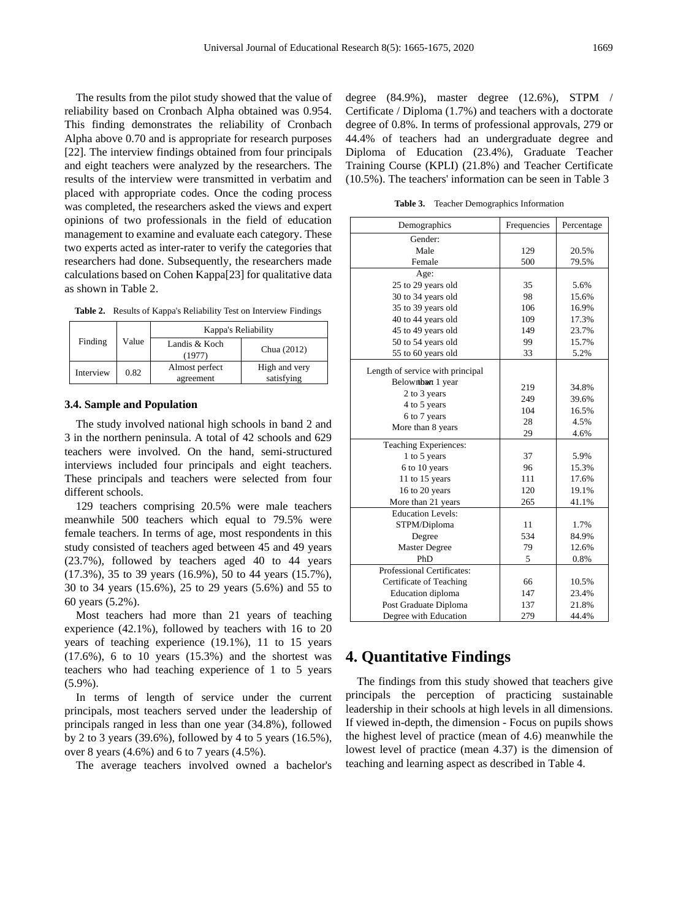The results from the pilot study showed that the value of reliability based on Cronbach Alpha obtained was 0.954. This finding demonstrates the reliability of Cronbach Alpha above 0.70 and is appropriate for research purposes [22]. The interview findings obtained from four principals and eight teachers were analyzed by the researchers. The results of the interview were transmitted in verbatim and placed with appropriate codes. Once the coding process was completed, the researchers asked the views and expert opinions of two professionals in the field of education management to examine and evaluate each category. These two experts acted as inter-rater to verify the categories that researchers had done. Subsequently, the researchers made calculations based on Cohen Kappa[23] for qualitative data as shown in Table 2.

**Table 2.** Results of Kappa's Reliability Test on Interview Findings

| Finding | Value | Kappa's Reliability | |
|---|---|---|---|
| | | Landis & Koch (1977) | Chua (2012) |
| Interview | 0.82 | Almost perfect agreement | High and very satisfying |

### 3.4. Sample and Population

The study involved national high schools in band 2 and 3 in the northern peninsula. A total of 42 schools and 629 teachers were involved. On the hand, semi-structured interviews included four principals and eight teachers. These principals and teachers were selected from four different schools.

129 teachers comprising 20.5% were male teachers meanwhile 500 teachers which equal to 79.5% were female teachers. In terms of age, most respondents in this study consisted of teachers aged between 45 and 49 years (23.7%), followed by teachers aged 40 to 44 years (17.3%), 35 to 39 years (16.9%), 50 to 44 years (15.7%), 30 to 34 years (15.6%), 25 to 29 years (5.6%) and 55 to 60 years (5.2%).

Most teachers had more than 21 years of teaching experience (42.1%), followed by teachers with 16 to 20 years of teaching experience (19.1%), 11 to 15 years (17.6%), 6 to 10 years (15.3%) and the shortest was teachers who had teaching experience of 1 to 5 years (5.9%).

In terms of length of service under the current principals, most teachers served under the leadership of principals ranged in less than one year (34.8%), followed by 2 to 3 years (39.6%), followed by 4 to 5 years (16.5%), over 8 years (4.6%) and 6 to 7 years (4.5%).

The average teachers involved owned a bachelor's degree (84.9%), master degree (12.6%), STPM / Certificate / Diploma (1.7%) and teachers with a doctorate degree of 0.8%. In terms of professional approvals, 279 or 44.4% of teachers had an undergraduate degree and Diploma of Education (23.4%), Graduate Teacher Training Course (KPLI) (21.8%) and Teacher Certificate (10.5%). The teachers' information can be seen in Table 3

**Table 3.** Teacher Demographics Information

| Demographics | Frequencies | Percentage |
|---|---|---|
| Gender: | | |
| Male | 129 | 20.5% |
| Female | 500 | 79.5% |
| Age: | | |
| 25 to 29 years old | 35 | 5.6% |
| 30 to 34 years old | 98 | 15.6% |
| 35 to 39 years old | 106 | 16.9% |
| 40 to 44 years old | 109 | 17.3% |
| 45 to 49 years old | 149 | 23.7% |
| 50 to 54 years old | 99 | 15.7% |
| 55 to 60 years old | 33 | 5.2% |
| Length of service with principal | | |
| Below than 1 year | 219 | 34.8% |
| 2 to 3 years | 249 | 39.6% |
| 4 to 5 years | 104 | 16.5% |
| 6 to 7 years | 28 | 4.5% |
| More than 8 years | 29 | 4.6% |
| Teaching Experiences: | | |
| 1 to 5 years | 37 | 5.9% |
| 6 to 10 years | 96 | 15.3% |
| 11 to 15 years | 111 | 17.6% |
| 16 to 20 years | 120 | 19.1% |
| More than 21 years | 265 | 41.1% |
| Education Levels: | | |
| STPM/Diploma | 11 | 1.7% |
| Degree | 534 | 84.9% |
| Master Degree | 79 | 12.6% |
| PhD | 5 | 0.8% |
| Professional Certificates: | | |
| Certificate of Teaching | 66 | 10.5% |
| Education diploma | 147 | 23.4% |
| Post Graduate Diploma | 137 | 21.8% |
| Degree with Education | 279 | 44.4% |

# 4. Quantitative Findings

The findings from this study showed that teachers give principals the perception of practicing sustainable leadership in their schools at high levels in all dimensions. If viewed in-depth, the dimension - Focus on pupils shows the highest level of practice (mean of 4.6) meanwhile the lowest level of practice (mean 4.37) is the dimension of teaching and learning aspect as described in Table 4.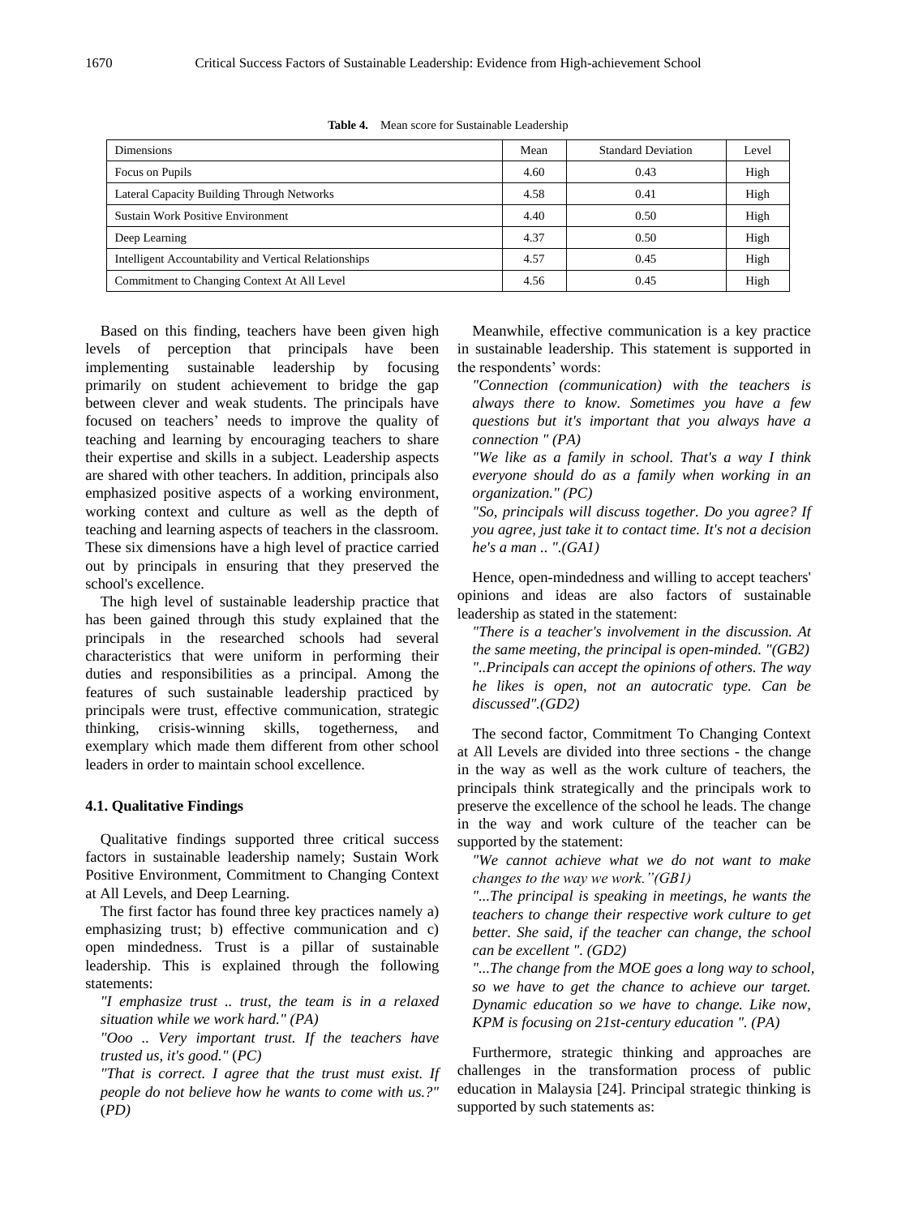**Table 4.** Mean score for Sustainable Leadership

| Dimensions | Mean | Standard Deviation | Level |
|---|---|---|---|
| Focus on Pupils | 4.60 | 0.43 | High |
| Lateral Capacity Building Through Networks | 4.58 | 0.41 | High |
| Sustain Work Positive Environment | 4.40 | 0.50 | High |
| Deep Learning | 4.37 | 0.50 | High |
| Intelligent Accountability and Vertical Relationships | 4.57 | 0.45 | High |
| Commitment to Changing Context At All Level | 4.56 | 0.45 | High |

Based on this finding, teachers have been given high levels of perception that principals have been implementing sustainable leadership by focusing primarily on student achievement to bridge the gap between clever and weak students. The principals have focused on teachers' needs to improve the quality of teaching and learning by encouraging teachers to share their expertise and skills in a subject. Leadership aspects are shared with other teachers. In addition, principals also emphasized positive aspects of a working environment, working context and culture as well as the depth of teaching and learning aspects of teachers in the classroom. These six dimensions have a high level of practice carried out by principals in ensuring that they preserved the school's excellence.

The high level of sustainable leadership practice that has been gained through this study explained that the principals in the researched schools had several characteristics that were uniform in performing their duties and responsibilities as a principal. Among the features of such sustainable leadership practiced by principals were trust, effective communication, strategic thinking, crisis-winning skills, togetherness, and exemplary which made them different from other school leaders in order to maintain school excellence.

### 4.1. Qualitative Findings

Qualitative findings supported three critical success factors in sustainable leadership namely; Sustain Work Positive Environment, Commitment to Changing Context at All Levels, and Deep Learning.

The first factor has found three key practices namely a) emphasizing trust; b) effective communication and c) open mindedness. Trust is a pillar of sustainable leadership. This is explained through the following statements:

*"I emphasize trust .. trust, the team is in a relaxed situation while we work hard." (PA)*

*"Ooo .. Very important trust. If the teachers have trusted us, it's good."* (*PC)*

*"That is correct. I agree that the trust must exist. If people do not believe how he wants to come with us.?"* (*PD)*

Meanwhile, effective communication is a key practice in sustainable leadership. This statement is supported in the respondents' words:

*"Connection (communication) with the teachers is always there to know. Sometimes you have a few questions but it's important that you always have a connection " (PA)*

*"We like as a family in school. That's a way I think everyone should do as a family when working in an organization." (PC)*

*"So, principals will discuss together. Do you agree? If you agree, just take it to contact time. It's not a decision he's a man .. ".(GA1)*

Hence, open-mindedness and willing to accept teachers' opinions and ideas are also factors of sustainable leadership as stated in the statement:

*"There is a teacher's involvement in the discussion. At the same meeting, the principal is open-minded. "(GB2)*

*"..Principals can accept the opinions of others. The way he likes is open, not an autocratic type. Can be discussed".(GD2)*

The second factor, Commitment To Changing Context at All Levels are divided into three sections - the change in the way as well as the work culture of teachers, the principals think strategically and the principals work to preserve the excellence of the school he leads. The change in the way and work culture of the teacher can be supported by the statement:

*"We cannot achieve what we do not want to make changes to the way we work."(GB1)*

*"...The principal is speaking in meetings, he wants the teachers to change their respective work culture to get better. She said, if the teacher can change, the school can be excellent ". (GD2)*

*"...The change from the MOE goes a long way to school, so we have to get the chance to achieve our target. Dynamic education so we have to change. Like now, KPM is focusing on 21st-century education ". (PA)*

Furthermore, strategic thinking and approaches are challenges in the transformation process of public education in Malaysia [24]. Principal strategic thinking is supported by such statements as: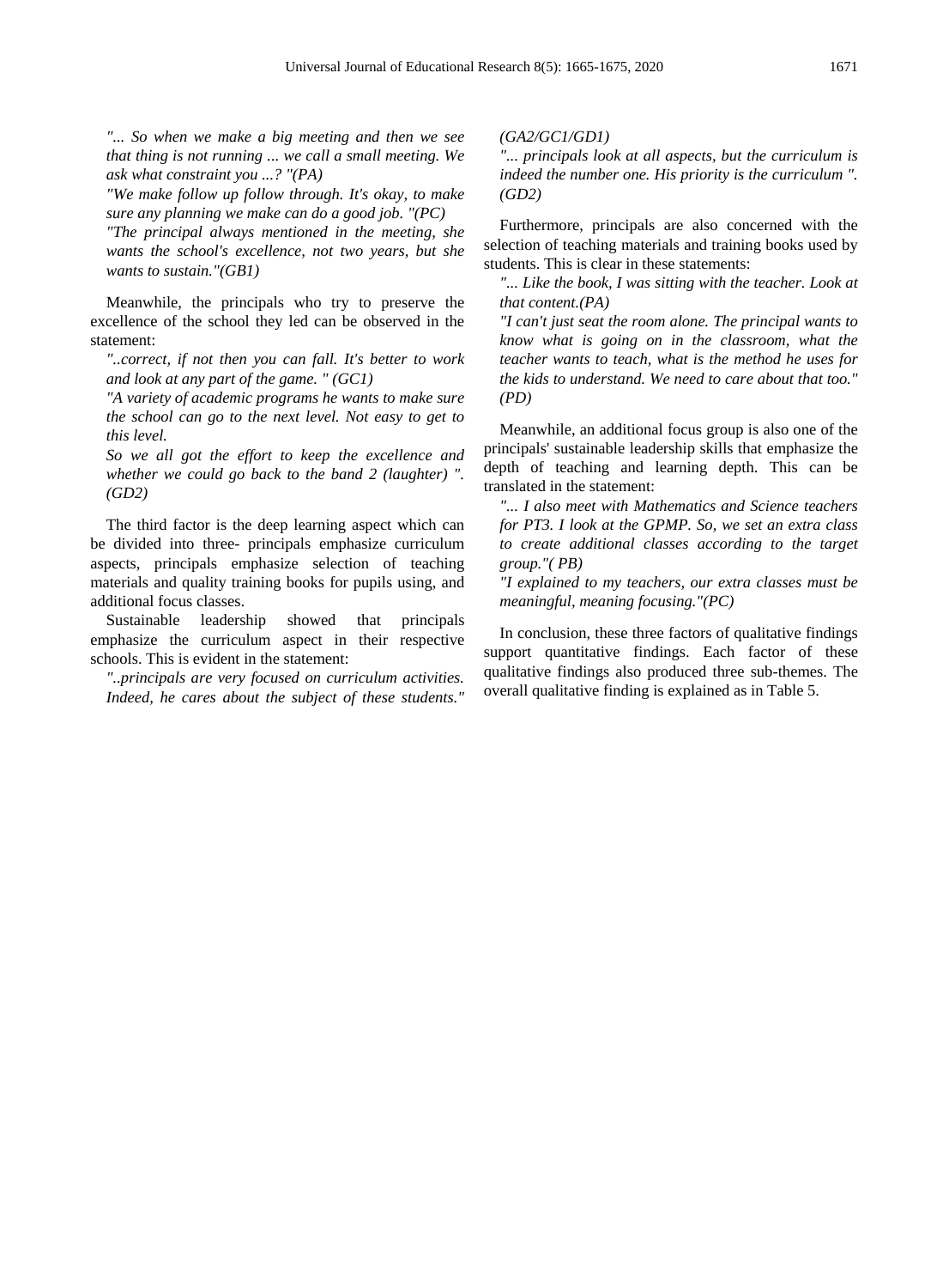*"... So when we make a big meeting and then we see that thing is not running ... we call a small meeting. We ask what constraint you ...? "(PA)*

*"We make follow up follow through. It's okay, to make sure any planning we make can do a good job. "(PC)*

*"The principal always mentioned in the meeting, she wants the school's excellence, not two years, but she wants to sustain."(GB1)*

Meanwhile, the principals who try to preserve the excellence of the school they led can be observed in the statement:

*"..correct, if not then you can fall. It's better to work and look at any part of the game. " (GC1)*

*"A variety of academic programs he wants to make sure the school can go to the next level. Not easy to get to this level.*

*So we all got the effort to keep the excellence and whether we could go back to the band 2 (laughter) ". (GD2)*

The third factor is the deep learning aspect which can be divided into three- principals emphasize curriculum aspects, principals emphasize selection of teaching materials and quality training books for pupils using, and additional focus classes.

Sustainable leadership showed that principals emphasize the curriculum aspect in their respective schools. This is evident in the statement:

*"..principals are very focused on curriculum activities. Indeed, he cares about the subject of these students." (GA2/GC1/GD1)*

*"... principals look at all aspects, but the curriculum is indeed the number one. His priority is the curriculum ". (GD2)*

Furthermore, principals are also concerned with the selection of teaching materials and training books used by students. This is clear in these statements:

*"... Like the book, I was sitting with the teacher. Look at that content.(PA)*

*"I can't just seat the room alone. The principal wants to know what is going on in the classroom, what the teacher wants to teach, what is the method he uses for the kids to understand. We need to care about that too." (PD)*

Meanwhile, an additional focus group is also one of the principals' sustainable leadership skills that emphasize the depth of teaching and learning depth. This can be translated in the statement:

*"... I also meet with Mathematics and Science teachers for PT3. I look at the GPMP. So, we set an extra class to create additional classes according to the target group."( PB)*

*"I explained to my teachers, our extra classes must be meaningful, meaning focusing."(PC)*

In conclusion, these three factors of qualitative findings support quantitative findings. Each factor of these qualitative findings also produced three sub-themes. The overall qualitative finding is explained as in Table 5.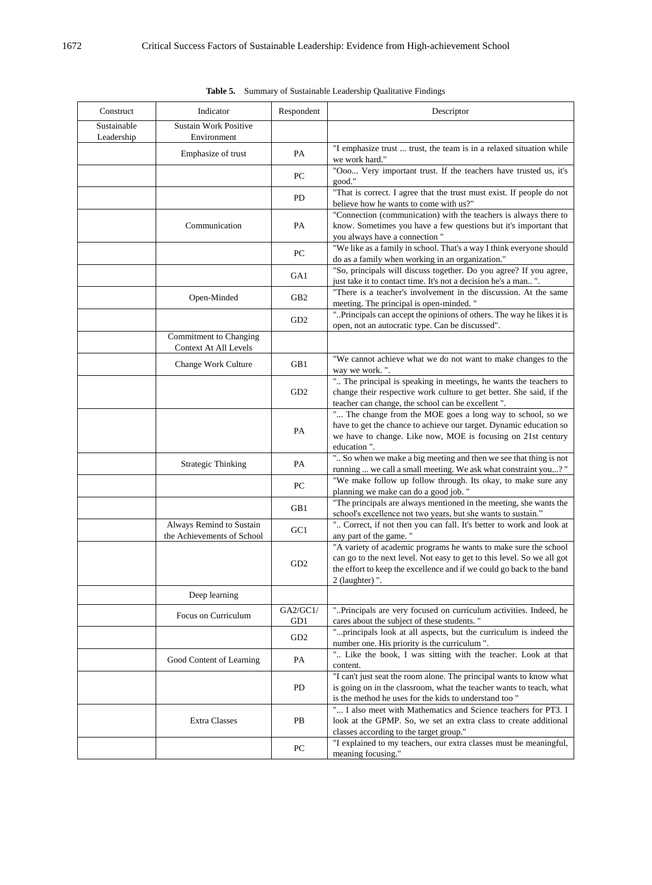**Table 5.** Summary of Sustainable Leadership Qualitative Findings

| Construct | Indicator | Respondent | Descriptor |
|---|---|---|---|
| Sustainable Leadership | Sustain Work Positive Environment | | |
| | Emphasize of trust | PA | "I emphasize trust ... trust, the team is in a relaxed situation while we work hard." |
| | | PC | "Ooo... Very important trust. If the teachers have trusted us, it's good." |
| | | PD | "That is correct. I agree that the trust must exist. If people do not believe how he wants to come with us?" |
| | Communication | PA | "Connection (communication) with the teachers is always there to know. Sometimes you have a few questions but it's important that you always have a connection " |
| | | PC | "We like as a family in school. That's a way I think everyone should do as a family when working in an organization." |
| | | GA1 | "So, principals will discuss together. Do you agree? If you agree, just take it to contact time. It's not a decision he's a man.. ". |
| | Open-Minded | GB2 | "There is a teacher's involvement in the discussion. At the same meeting. The principal is open-minded. " |
| | | GD2 | "..Principals can accept the opinions of others. The way he likes it is open, not an autocratic type. Can be discussed". |
| | Commitment to Changing Context At All Levels | | |
| | Change Work Culture | GB1 | "We cannot achieve what we do not want to make changes to the way we work. ". |
| | | GD2 | ".. The principal is speaking in meetings, he wants the teachers to change their respective work culture to get better. She said, if the teacher can change, the school can be excellent ". |
| | | PA | "... The change from the MOE goes a long way to school, so we have to get the chance to achieve our target. Dynamic education so we have to change. Like now, MOE is focusing on 21st century education ". |
| | Strategic Thinking | PA | ".. So when we make a big meeting and then we see that thing is not running ... we call a small meeting. We ask what constraint you...? " |
| | | PC | "We make follow up follow through. Its okay, to make sure any planning we make can do a good job. " |
| | | GB1 | "The principals are always mentioned in the meeting, she wants the school's excellence not two years, but she wants to sustain." |
| | Always Remind to Sustain the Achievements of School | GC1 | ".. Correct, if not then you can fall. It's better to work and look at any part of the game. " |
| | | GD2 | "A variety of academic programs he wants to make sure the school can go to the next level. Not easy to get to this level. So we all got the effort to keep the excellence and if we could go back to the band 2 (laughter) ". |
| | Deep learning | | |
| | Focus on Curriculum | GA2/GC1/GD1 | "..Principals are very focused on curriculum activities. Indeed, he cares about the subject of these students. " |
| | | GD2 | "...principals look at all aspects, but the curriculum is indeed the number one. His priority is the curriculum ". |
| | Good Content of Learning | PA | ".. Like the book, I was sitting with the teacher. Look at that content. |
| | | PD | "I can't just seat the room alone. The principal wants to know what is going on in the classroom, what the teacher wants to teach, what is the method he uses for the kids to understand too " |
| | Extra Classes | PB | "... I also meet with Mathematics and Science teachers for PT3. I look at the GPMP. So, we set an extra class to create additional classes according to the target group." |
| | | PC | "I explained to my teachers, our extra classes must be meaningful, meaning focusing." |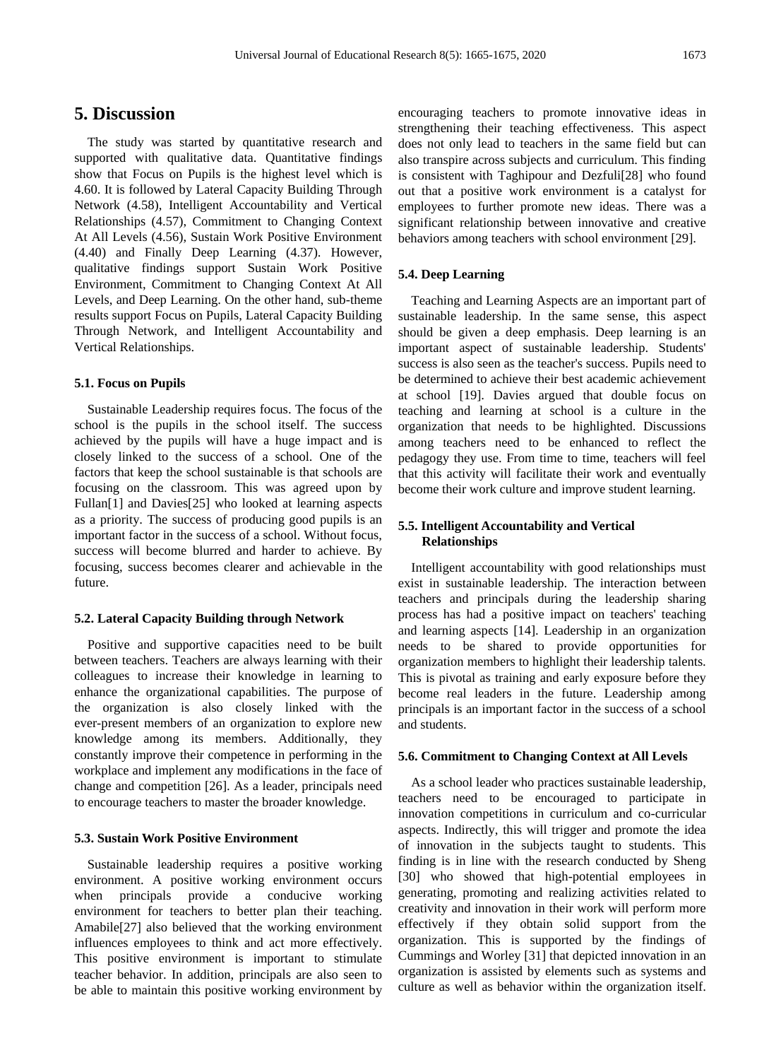# 5. Discussion

The study was started by quantitative research and supported with qualitative data. Quantitative findings show that Focus on Pupils is the highest level which is 4.60. It is followed by Lateral Capacity Building Through Network (4.58), Intelligent Accountability and Vertical Relationships (4.57), Commitment to Changing Context At All Levels (4.56), Sustain Work Positive Environment (4.40) and Finally Deep Learning (4.37). However, qualitative findings support Sustain Work Positive Environment, Commitment to Changing Context At All Levels, and Deep Learning. On the other hand, sub-theme results support Focus on Pupils, Lateral Capacity Building Through Network, and Intelligent Accountability and Vertical Relationships.

### 5.1. Focus on Pupils

Sustainable Leadership requires focus. The focus of the school is the pupils in the school itself. The success achieved by the pupils will have a huge impact and is closely linked to the success of a school. One of the factors that keep the school sustainable is that schools are focusing on the classroom. This was agreed upon by Fullan[1] and Davies[25] who looked at learning aspects as a priority. The success of producing good pupils is an important factor in the success of a school. Without focus, success will become blurred and harder to achieve. By focusing, success becomes clearer and achievable in the future.

### 5.2. Lateral Capacity Building through Network

Positive and supportive capacities need to be built between teachers. Teachers are always learning with their colleagues to increase their knowledge in learning to enhance the organizational capabilities. The purpose of the organization is also closely linked with the ever-present members of an organization to explore new knowledge among its members. Additionally, they constantly improve their competence in performing in the workplace and implement any modifications in the face of change and competition [26]. As a leader, principals need to encourage teachers to master the broader knowledge.

### 5.3. Sustain Work Positive Environment

Sustainable leadership requires a positive working environment. A positive working environment occurs when principals provide a conducive working environment for teachers to better plan their teaching. Amabile[27] also believed that the working environment influences employees to think and act more effectively. This positive environment is important to stimulate teacher behavior. In addition, principals are also seen to be able to maintain this positive working environment by encouraging teachers to promote innovative ideas in strengthening their teaching effectiveness. This aspect does not only lead to teachers in the same field but can also transpire across subjects and curriculum. This finding is consistent with Taghipour and Dezfuli[28] who found out that a positive work environment is a catalyst for employees to further promote new ideas. There was a significant relationship between innovative and creative behaviors among teachers with school environment [29].

### 5.4. Deep Learning

Teaching and Learning Aspects are an important part of sustainable leadership. In the same sense, this aspect should be given a deep emphasis. Deep learning is an important aspect of sustainable leadership. Students' success is also seen as the teacher's success. Pupils need to be determined to achieve their best academic achievement at school [19]. Davies argued that double focus on teaching and learning at school is a culture in the organization that needs to be highlighted. Discussions among teachers need to be enhanced to reflect the pedagogy they use. From time to time, teachers will feel that this activity will facilitate their work and eventually become their work culture and improve student learning.

### 5.5. Intelligent Accountability and Vertical Relationships

Intelligent accountability with good relationships must exist in sustainable leadership. The interaction between teachers and principals during the leadership sharing process has had a positive impact on teachers' teaching and learning aspects [14]. Leadership in an organization needs to be shared to provide opportunities for organization members to highlight their leadership talents. This is pivotal as training and early exposure before they become real leaders in the future. Leadership among principals is an important factor in the success of a school and students.

### 5.6. Commitment to Changing Context at All Levels

As a school leader who practices sustainable leadership, teachers need to be encouraged to participate in innovation competitions in curriculum and co-curricular aspects. Indirectly, this will trigger and promote the idea of innovation in the subjects taught to students. This finding is in line with the research conducted by Sheng [30] who showed that high-potential employees in generating, promoting and realizing activities related to creativity and innovation in their work will perform more effectively if they obtain solid support from the organization. This is supported by the findings of Cummings and Worley [31] that depicted innovation in an organization is assisted by elements such as systems and culture as well as behavior within the organization itself.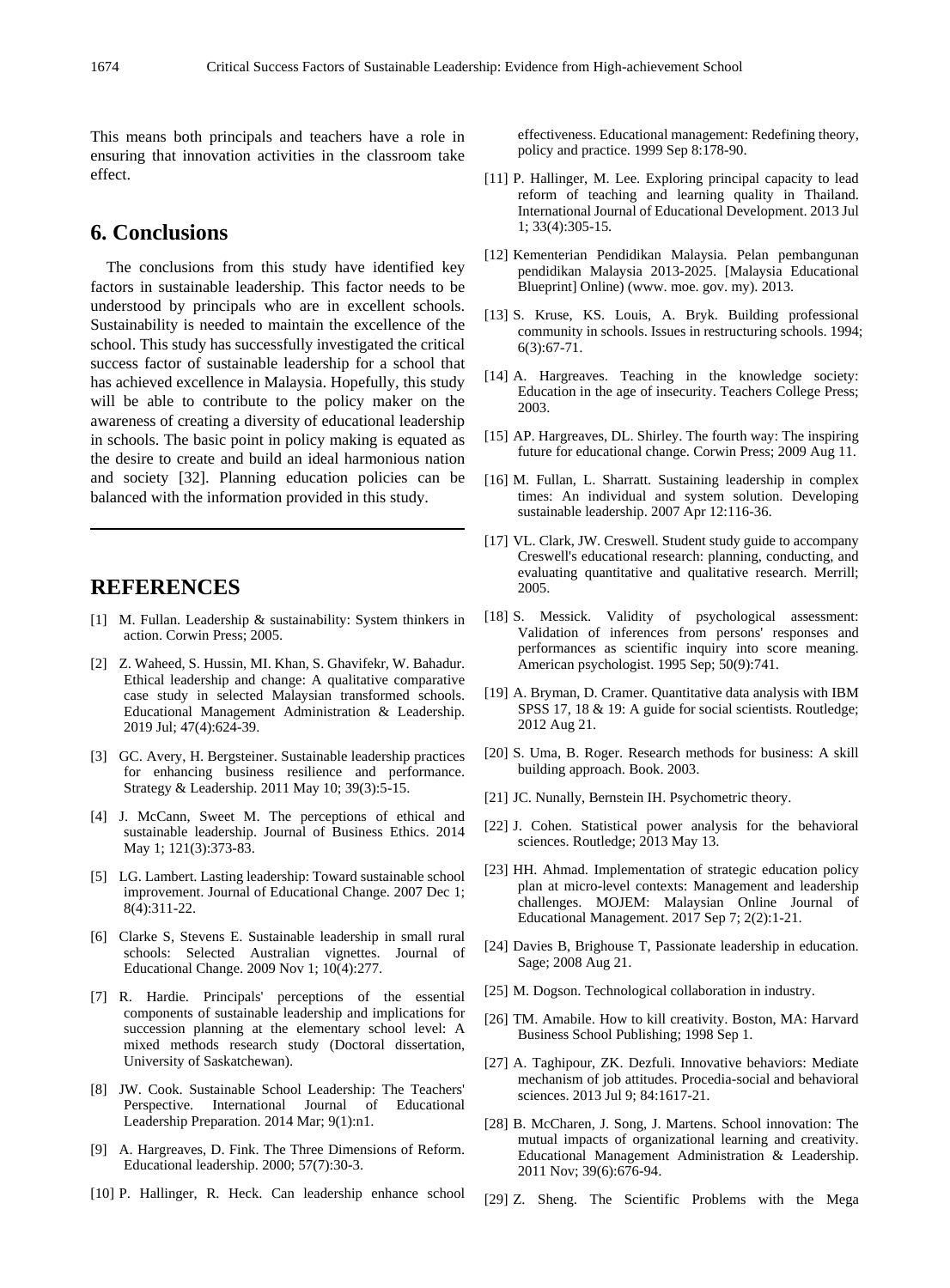This means both principals and teachers have a role in ensuring that innovation activities in the classroom take effect.

## 6. Conclusions

The conclusions from this study have identified key factors in sustainable leadership. This factor needs to be understood by principals who are in excellent schools. Sustainability is needed to maintain the excellence of the school. This study has successfully investigated the critical success factor of sustainable leadership for a school that has achieved excellence in Malaysia. Hopefully, this study will be able to contribute to the policy maker on the awareness of creating a diversity of educational leadership in schools. The basic point in policy making is equated as the desire to create and build an ideal harmonious nation and society [32]. Planning education policies can be balanced with the information provided in this study.

---

## REFERENCES

[1] M. Fullan. Leadership & sustainability: System thinkers in action. Corwin Press; 2005.

[2] Z. Waheed, S. Hussin, MI. Khan, S. Ghavifekr, W. Bahadur. Ethical leadership and change: A qualitative comparative case study in selected Malaysian transformed schools. Educational Management Administration & Leadership. 2019 Jul; 47(4):624-39.

[3] GC. Avery, H. Bergsteiner. Sustainable leadership practices for enhancing business resilience and performance. Strategy & Leadership. 2011 May 10; 39(3):5-15.

[4] J. McCann, Sweet M. The perceptions of ethical and sustainable leadership. Journal of Business Ethics. 2014 May 1; 121(3):373-83.

[5] LG. Lambert. Lasting leadership: Toward sustainable school improvement. Journal of Educational Change. 2007 Dec 1; 8(4):311-22.

[6] Clarke S, Stevens E. Sustainable leadership in small rural schools: Selected Australian vignettes. Journal of Educational Change. 2009 Nov 1; 10(4):277.

[7] R. Hardie. Principals' perceptions of the essential components of sustainable leadership and implications for succession planning at the elementary school level: A mixed methods research study (Doctoral dissertation, University of Saskatchewan).

[8] JW. Cook. Sustainable School Leadership: The Teachers' Perspective. International Journal of Educational Leadership Preparation. 2014 Mar; 9(1):n1.

[9] A. Hargreaves, D. Fink. The Three Dimensions of Reform. Educational leadership. 2000; 57(7):30-3.

[10] P. Hallinger, R. Heck. Can leadership enhance school effectiveness. Educational management: Redefining theory, policy and practice. 1999 Sep 8:178-90.

[11] P. Hallinger, M. Lee. Exploring principal capacity to lead reform of teaching and learning quality in Thailand. International Journal of Educational Development. 2013 Jul 1; 33(4):305-15.

[12] Kementerian Pendidikan Malaysia. Pelan pembangunan pendidikan Malaysia 2013-2025. [Malaysia Educational Blueprint] Online) (www. moe. gov. my). 2013.

[13] S. Kruse, KS. Louis, A. Bryk. Building professional community in schools. Issues in restructuring schools. 1994; 6(3):67-71.

[14] A. Hargreaves. Teaching in the knowledge society: Education in the age of insecurity. Teachers College Press; 2003.

[15] AP. Hargreaves, DL. Shirley. The fourth way: The inspiring future for educational change. Corwin Press; 2009 Aug 11.

[16] M. Fullan, L. Sharratt. Sustaining leadership in complex times: An individual and system solution. Developing sustainable leadership. 2007 Apr 12:116-36.

[17] VL. Clark, JW. Creswell. Student study guide to accompany Creswell's educational research: planning, conducting, and evaluating quantitative and qualitative research. Merrill; 2005.

[18] S. Messick. Validity of psychological assessment: Validation of inferences from persons' responses and performances as scientific inquiry into score meaning. American psychologist. 1995 Sep; 50(9):741.

[19] A. Bryman, D. Cramer. Quantitative data analysis with IBM SPSS 17, 18 & 19: A guide for social scientists. Routledge; 2012 Aug 21.

[20] S. Uma, B. Roger. Research methods for business: A skill building approach. Book. 2003.

[21] JC. Nunally, Bernstein IH. Psychometric theory.

[22] J. Cohen. Statistical power analysis for the behavioral sciences. Routledge; 2013 May 13.

[23] HH. Ahmad. Implementation of strategic education policy plan at micro-level contexts: Management and leadership challenges. MOJEM: Malaysian Online Journal of Educational Management. 2017 Sep 7; 2(2):1-21.

[24] Davies B, Brighouse T, Passionate leadership in education. Sage; 2008 Aug 21.

[25] M. Dogson. Technological collaboration in industry.

[26] TM. Amabile. How to kill creativity. Boston, MA: Harvard Business School Publishing; 1998 Sep 1.

[27] A. Taghipour, ZK. Dezfuli. Innovative behaviors: Mediate mechanism of job attitudes. Procedia-social and behavioral sciences. 2013 Jul 9; 84:1617-21.

[28] B. McCharen, J. Song, J. Martens. School innovation: The mutual impacts of organizational learning and creativity. Educational Management Administration & Leadership. 2011 Nov; 39(6):676-94.

[29] Z. Sheng. The Scientific Problems with the Mega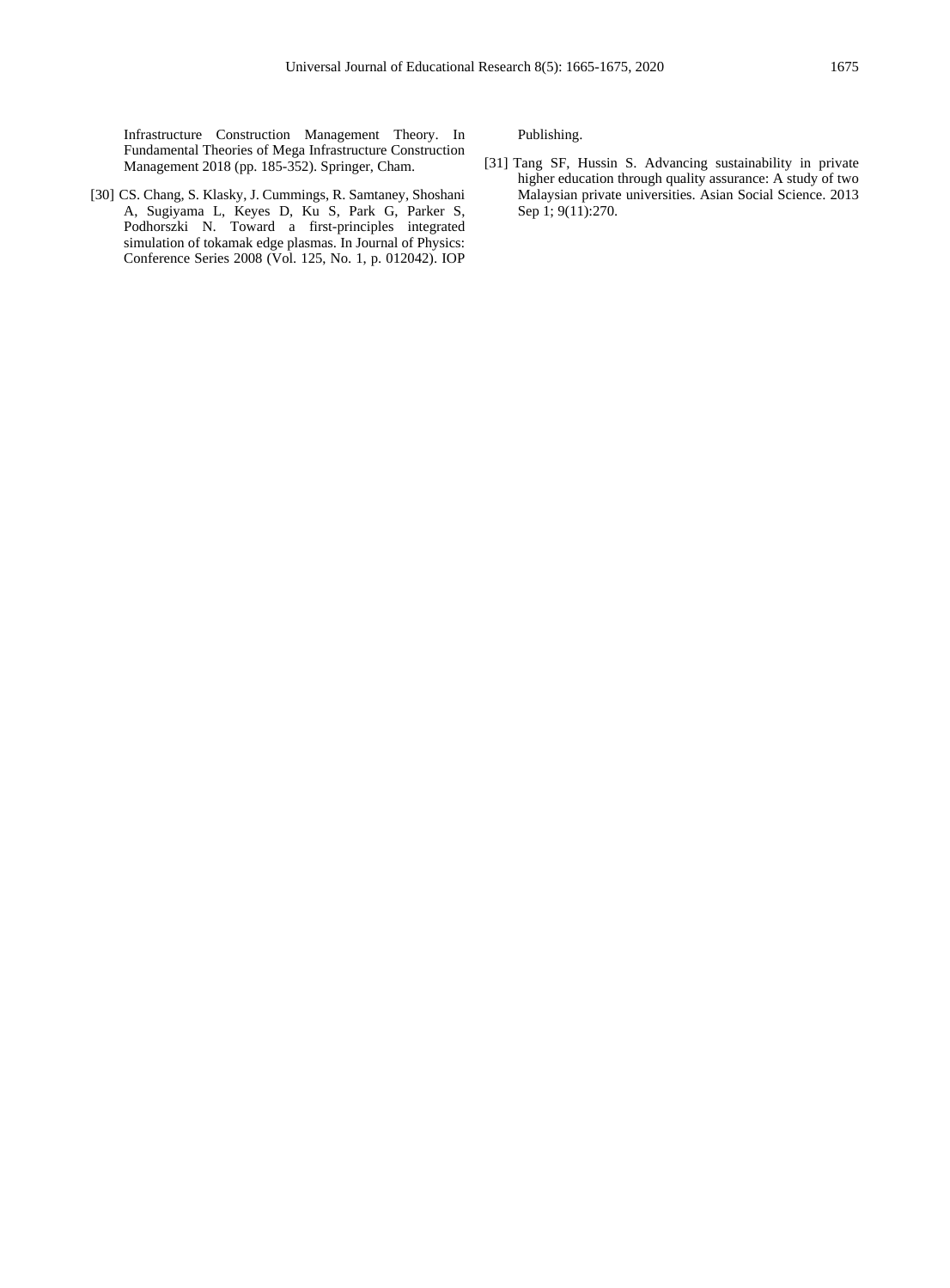Infrastructure Construction Management Theory. In Fundamental Theories of Mega Infrastructure Construction Management 2018 (pp. 185-352). Springer, Cham.

[30] CS. Chang, S. Klasky, J. Cummings, R. Samtaney, Shoshani A, Sugiyama L, Keyes D, Ku S, Park G, Parker S, Podhorszki N. Toward a first-principles integrated simulation of tokamak edge plasmas. In Journal of Physics: Conference Series 2008 (Vol. 125, No. 1, p. 012042). IOP Publishing.

[31] Tang SF, Hussin S. Advancing sustainability in private higher education through quality assurance: A study of two Malaysian private universities. Asian Social Science. 2013 Sep 1; 9(11):270.